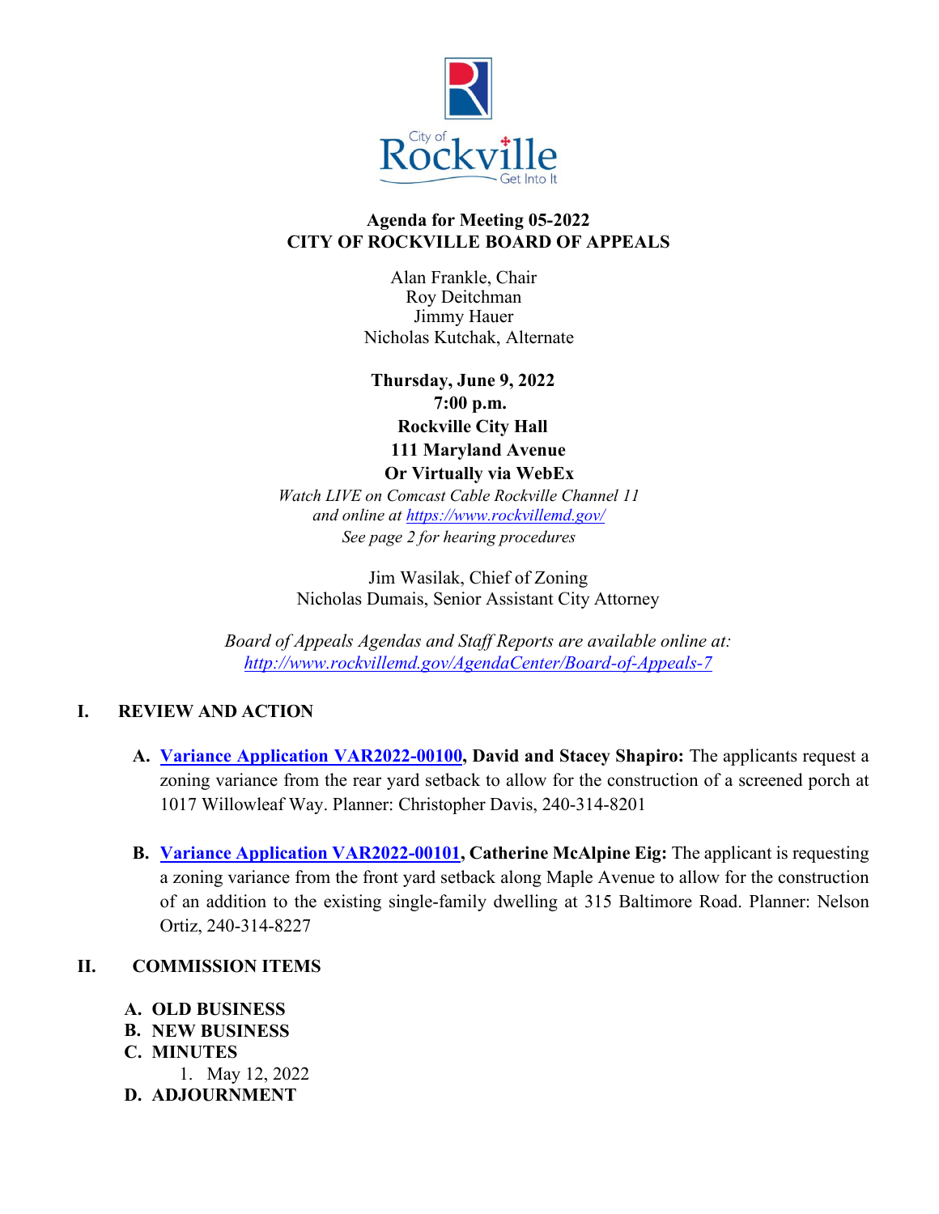**Agenda for Meeting 05-2022**
**CITY OF ROCKVILLE BOARD OF APPEALS**

Alan Frankle, Chair
Roy Deitchman
Jimmy Hauer
Nicholas Kutchak, Alternate

**Thursday, June 9, 2022**
**7:00 p.m.**
**Rockville City Hall**
**111 Maryland Avenue**
**Or Virtually via WebEx**

*Watch LIVE on Comcast Cable Rockville Channel 11*
*and online at [https://www.rockvillemd.gov/](https://www.rockvillemd.gov/)*
*See page 2 for hearing procedures*

Jim Wasilak, Chief of Zoning
Nicholas Dumais, Senior Assistant City Attorney

*Board of Appeals Agendas and Staff Reports are available online at:*
*[http://www.rockvillemd.gov/AgendaCenter/Board-of-Appeals-7](http://www.rockvillemd.gov/AgendaCenter/Board-of-Appeals-7)*

## I. REVIEW AND ACTION

**A. Variance Application VAR2022-00100, David and Stacey Shapiro:** The applicants request a zoning variance from the rear yard setback to allow for the construction of a screened porch at 1017 Willowleaf Way. Planner: Christopher Davis, 240-314-8201

**B. Variance Application VAR2022-00101, Catherine McAlpine Eig:** The applicant is requesting a zoning variance from the front yard setback along Maple Avenue to allow for the construction of an addition to the existing single-family dwelling at 315 Baltimore Road. Planner: Nelson Ortiz, 240-314-8227

## II. COMMISSION ITEMS

**A. OLD BUSINESS**

**B. NEW BUSINESS**

**C. MINUTES**

1. May 12, 2022

**D. ADJOURNMENT**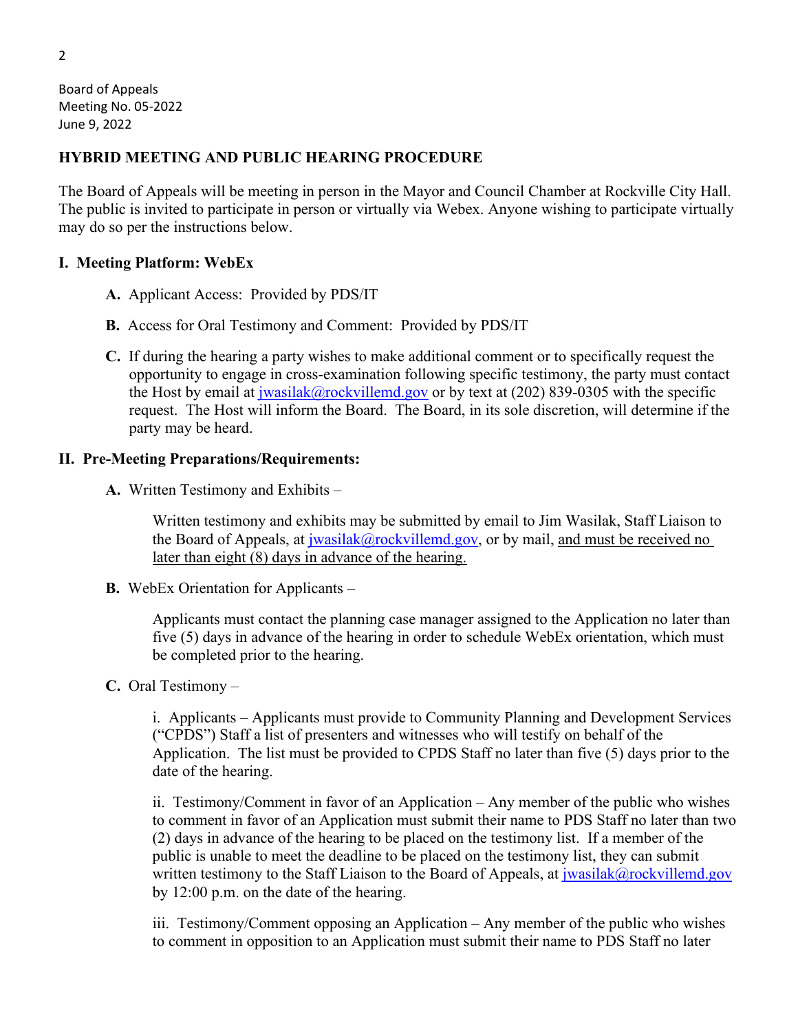Board of Appeals
Meeting No. 05-2022
June 9, 2022

## HYBRID MEETING AND PUBLIC HEARING PROCEDURE

The Board of Appeals will be meeting in person in the Mayor and Council Chamber at Rockville City Hall. The public is invited to participate in person or virtually via Webex. Anyone wishing to participate virtually may do so per the instructions below.

### I. Meeting Platform: WebEx

**A.** Applicant Access: Provided by PDS/IT

**B.** Access for Oral Testimony and Comment: Provided by PDS/IT

**C.** If during the hearing a party wishes to make additional comment or to specifically request the opportunity to engage in cross-examination following specific testimony, the party must contact the Host by email at jwasilak@rockvillemd.gov or by text at (202) 839-0305 with the specific request. The Host will inform the Board. The Board, in its sole discretion, will determine if the party may be heard.

### II. Pre-Meeting Preparations/Requirements:

**A.** Written Testimony and Exhibits –

Written testimony and exhibits may be submitted by email to Jim Wasilak, Staff Liaison to the Board of Appeals, at jwasilak@rockvillemd.gov, or by mail, <u>and must be received no later than eight (8) days in advance of the hearing.</u>

**B.** WebEx Orientation for Applicants –

Applicants must contact the planning case manager assigned to the Application no later than five (5) days in advance of the hearing in order to schedule WebEx orientation, which must be completed prior to the hearing.

**C.** Oral Testimony –

i. Applicants – Applicants must provide to Community Planning and Development Services ("CPDS") Staff a list of presenters and witnesses who will testify on behalf of the Application. The list must be provided to CPDS Staff no later than five (5) days prior to the date of the hearing.

ii. Testimony/Comment in favor of an Application – Any member of the public who wishes to comment in favor of an Application must submit their name to PDS Staff no later than two (2) days in advance of the hearing to be placed on the testimony list. If a member of the public is unable to meet the deadline to be placed on the testimony list, they can submit written testimony to the Staff Liaison to the Board of Appeals, at jwasilak@rockvillemd.gov by 12:00 p.m. on the date of the hearing.

iii. Testimony/Comment opposing an Application – Any member of the public who wishes to comment in opposition to an Application must submit their name to PDS Staff no later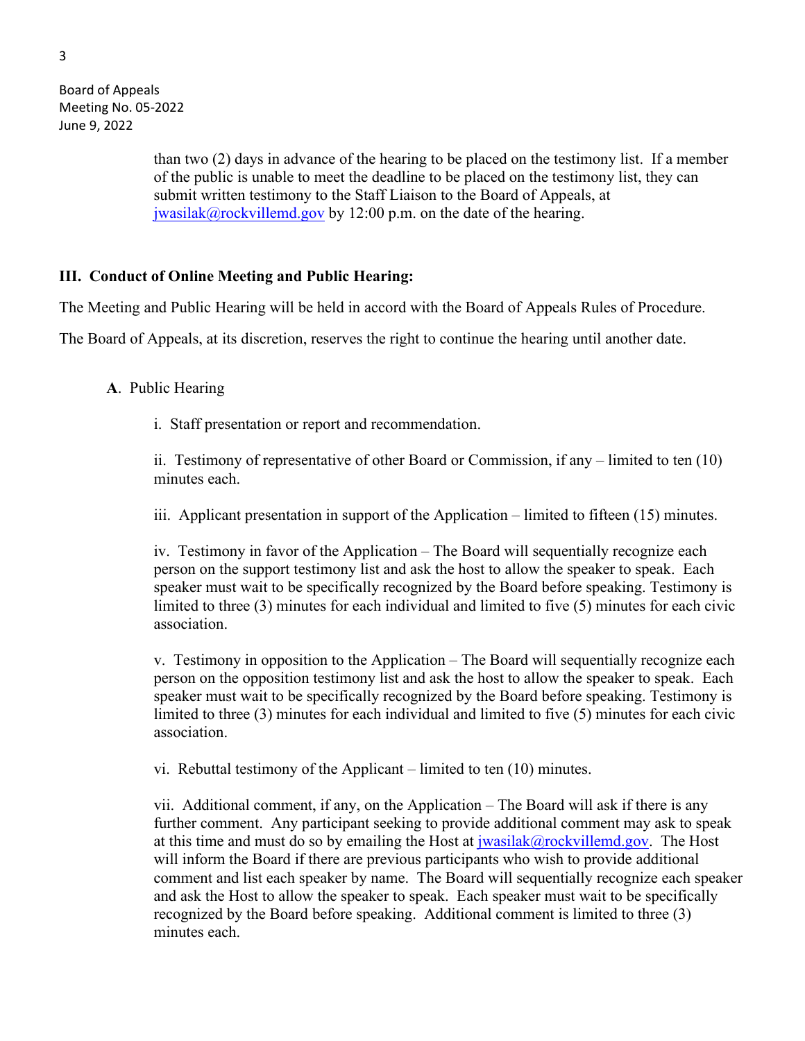than two (2) days in advance of the hearing to be placed on the testimony list. If a member of the public is unable to meet the deadline to be placed on the testimony list, they can submit written testimony to the Staff Liaison to the Board of Appeals, at jwasilak@rockvillemd.gov by 12:00 p.m. on the date of the hearing.

## III. Conduct of Online Meeting and Public Hearing:

The Meeting and Public Hearing will be held in accord with the Board of Appeals Rules of Procedure.

The Board of Appeals, at its discretion, reserves the right to continue the hearing until another date.

**A**. Public Hearing

i. Staff presentation or report and recommendation.

ii. Testimony of representative of other Board or Commission, if any – limited to ten (10) minutes each.

iii. Applicant presentation in support of the Application – limited to fifteen (15) minutes.

iv. Testimony in favor of the Application – The Board will sequentially recognize each person on the support testimony list and ask the host to allow the speaker to speak. Each speaker must wait to be specifically recognized by the Board before speaking. Testimony is limited to three (3) minutes for each individual and limited to five (5) minutes for each civic association.

v. Testimony in opposition to the Application – The Board will sequentially recognize each person on the opposition testimony list and ask the host to allow the speaker to speak. Each speaker must wait to be specifically recognized by the Board before speaking. Testimony is limited to three (3) minutes for each individual and limited to five (5) minutes for each civic association.

vi. Rebuttal testimony of the Applicant – limited to ten (10) minutes.

vii. Additional comment, if any, on the Application – The Board will ask if there is any further comment. Any participant seeking to provide additional comment may ask to speak at this time and must do so by emailing the Host at jwasilak@rockvillemd.gov. The Host will inform the Board if there are previous participants who wish to provide additional comment and list each speaker by name. The Board will sequentially recognize each speaker and ask the Host to allow the speaker to speak. Each speaker must wait to be specifically recognized by the Board before speaking. Additional comment is limited to three (3) minutes each.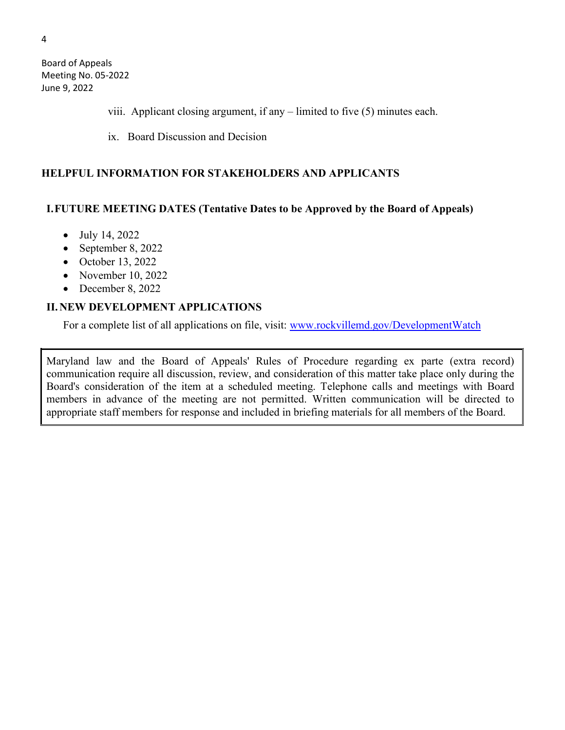viii. Applicant closing argument, if any – limited to five (5) minutes each.

ix. Board Discussion and Decision

## HELPFUL INFORMATION FOR STAKEHOLDERS AND APPLICANTS

### I. FUTURE MEETING DATES (Tentative Dates to be Approved by the Board of Appeals)

- July 14, 2022
- September 8, 2022
- October 13, 2022
- November 10, 2022
- December 8, 2022

### II. NEW DEVELOPMENT APPLICATIONS

For a complete list of all applications on file, visit: [www.rockvillemd.gov/DevelopmentWatch](www.rockvillemd.gov/DevelopmentWatch)

Maryland law and the Board of Appeals' Rules of Procedure regarding ex parte (extra record) communication require all discussion, review, and consideration of this matter take place only during the Board's consideration of the item at a scheduled meeting. Telephone calls and meetings with Board members in advance of the meeting are not permitted. Written communication will be directed to appropriate staff members for response and included in briefing materials for all members of the Board.